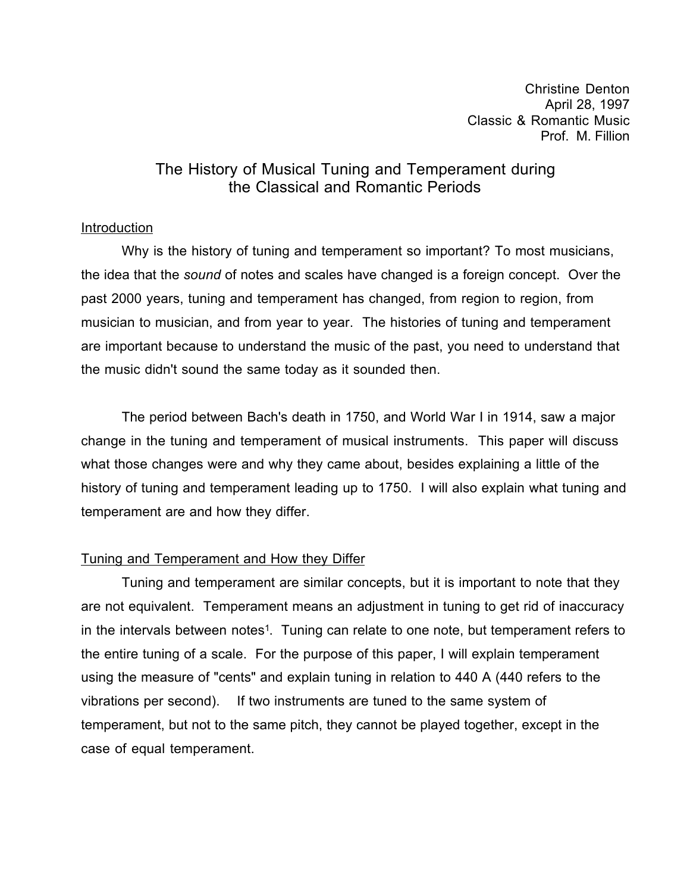Christine Denton
April 28, 1997
Classic & Romantic Music
Prof. M. Fillion

# The History of Musical Tuning and Temperament during the Classical and Romantic Periods

## Introduction

Why is the history of tuning and temperament so important? To most musicians, the idea that the *sound* of notes and scales have changed is a foreign concept. Over the past 2000 years, tuning and temperament has changed, from region to region, from musician to musician, and from year to year. The histories of tuning and temperament are important because to understand the music of the past, you need to understand that the music didn't sound the same today as it sounded then.

The period between Bach's death in 1750, and World War I in 1914, saw a major change in the tuning and temperament of musical instruments. This paper will discuss what those changes were and why they came about, besides explaining a little of the history of tuning and temperament leading up to 1750. I will also explain what tuning and temperament are and how they differ.

## Tuning and Temperament and How they Differ

Tuning and temperament are similar concepts, but it is important to note that they are not equivalent. Temperament means an adjustment in tuning to get rid of inaccuracy in the intervals between notes[1]. Tuning can relate to one note, but temperament refers to the entire tuning of a scale. For the purpose of this paper, I will explain temperament using the measure of "cents" and explain tuning in relation to 440 A (440 refers to the vibrations per second). If two instruments are tuned to the same system of temperament, but not to the same pitch, they cannot be played together, except in the case of equal temperament.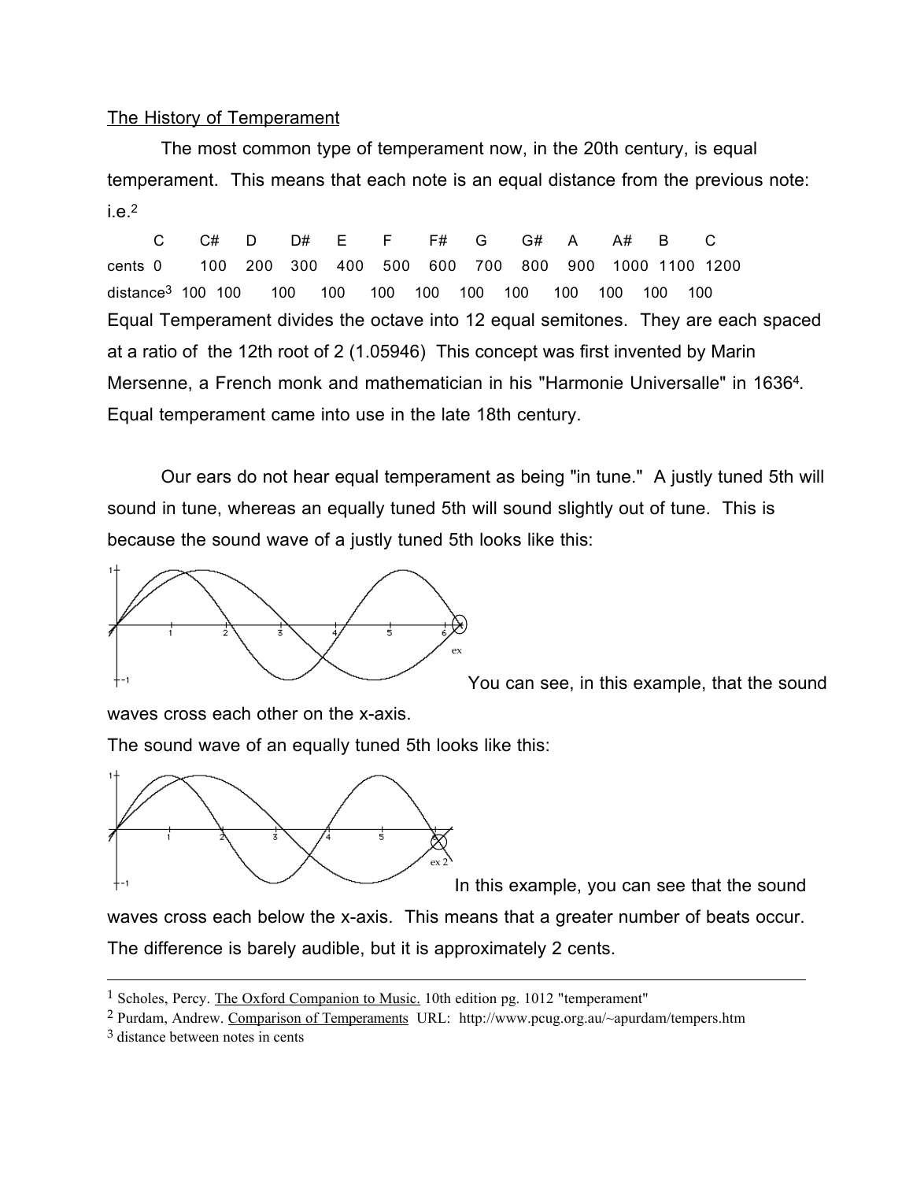The History of Temperament

The most common type of temperament now, in the 20th century, is equal temperament. This means that each note is an equal distance from the previous note: i.e.[2]

| | C | C# | D | D# | E | F | F# | G | G# | A | A# | B | C |
|---|---|---|---|---|---|---|---|---|---|---|---|---|---|
| cents | 0 | 100 | 200 | 300 | 400 | 500 | 600 | 700 | 800 | 900 | 1000 | 1100 | 1200 |
| distance[3] | | 100 | 100 | 100 | 100 | 100 | 100 | 100 | 100 | 100 | 100 | 100 | 100 |

Equal Temperament divides the octave into 12 equal semitones. They are each spaced at a ratio of the 12th root of 2 (1.05946) This concept was first invented by Marin Mersenne, a French monk and mathematician in his "Harmonie Universalle" in 1636[4]. Equal temperament came into use in the late 18th century.

Our ears do not hear equal temperament as being "in tune." A justly tuned 5th will sound in tune, whereas an equally tuned 5th will sound slightly out of tune. This is because the sound wave of a justly tuned 5th looks like this:

You can see, in this example, that the sound waves cross each other on the x-axis.

The sound wave of an equally tuned 5th looks like this:

In this example, you can see that the sound waves cross each below the x-axis. This means that a greater number of beats occur. The difference is barely audible, but it is approximately 2 cents.

---

[1] Scholes, Percy. The Oxford Companion to Music. 10th edition pg. 1012 "temperament"

[2] Purdam, Andrew. Comparison of Temperaments URL: http://www.pcug.org.au/~apurdam/tempers.htm

[3] distance between notes in cents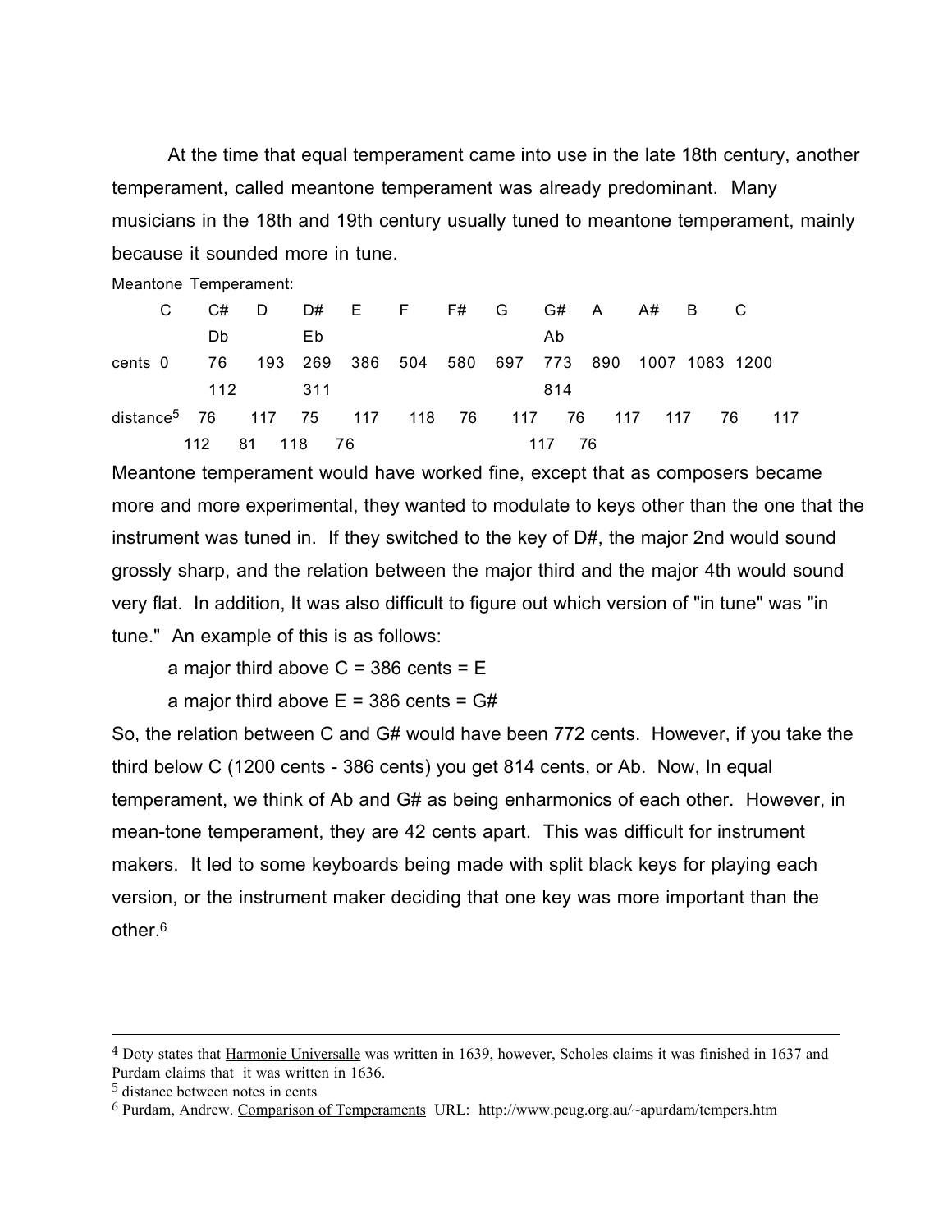At the time that equal temperament came into use in the late 18th century, another temperament, called meantone temperament was already predominant. Many musicians in the 18th and 19th century usually tuned to meantone temperament, mainly because it sounded more in tune.

Meantone Temperament:

| | C | C# | D | D# | E | F | F# | G | G# | A | A# | B | C |
|---|---|---|---|---|---|---|---|---|---|---|---|---|---|
| | | Db | | Eb | | | | | Ab | | | | |
| cents | 0 | 76 | 193 | 269 | 386 | 504 | 580 | 697 | 773 | 890 | 1007 | 1083 | 1200 |
| | | 112 | | 311 | | | | | 814 | | | | |
| distance[5] | | 76 | 117 | 75 | 117 | 118 | 76 | 117 | 76 | 117 | 117 | 76 | 117 |
| | | 112 | 81 | 118 | 76 | | | | 117 | 76 | | | |

Meantone temperament would have worked fine, except that as composers became more and more experimental, they wanted to modulate to keys other than the one that the instrument was tuned in. If they switched to the key of D#, the major 2nd would sound grossly sharp, and the relation between the major third and the major 4th would sound very flat. In addition, It was also difficult to figure out which version of "in tune" was "in tune." An example of this is as follows:

a major third above C = 386 cents = E

a major third above E = 386 cents = G#

So, the relation between C and G# would have been 772 cents. However, if you take the third below C (1200 cents - 386 cents) you get 814 cents, or Ab. Now, In equal temperament, we think of Ab and G# as being enharmonics of each other. However, in mean-tone temperament, they are 42 cents apart. This was difficult for instrument makers. It led to some keyboards being made with split black keys for playing each version, or the instrument maker deciding that one key was more important than the other.[6]

---

[4] Doty states that Harmonie Universalle was written in 1639, however, Scholes claims it was finished in 1637 and Purdam claims that it was written in 1636.

[5] distance between notes in cents

[6] Purdam, Andrew. Comparison of Temperaments URL: http://www.pcug.org.au/~apurdam/tempers.htm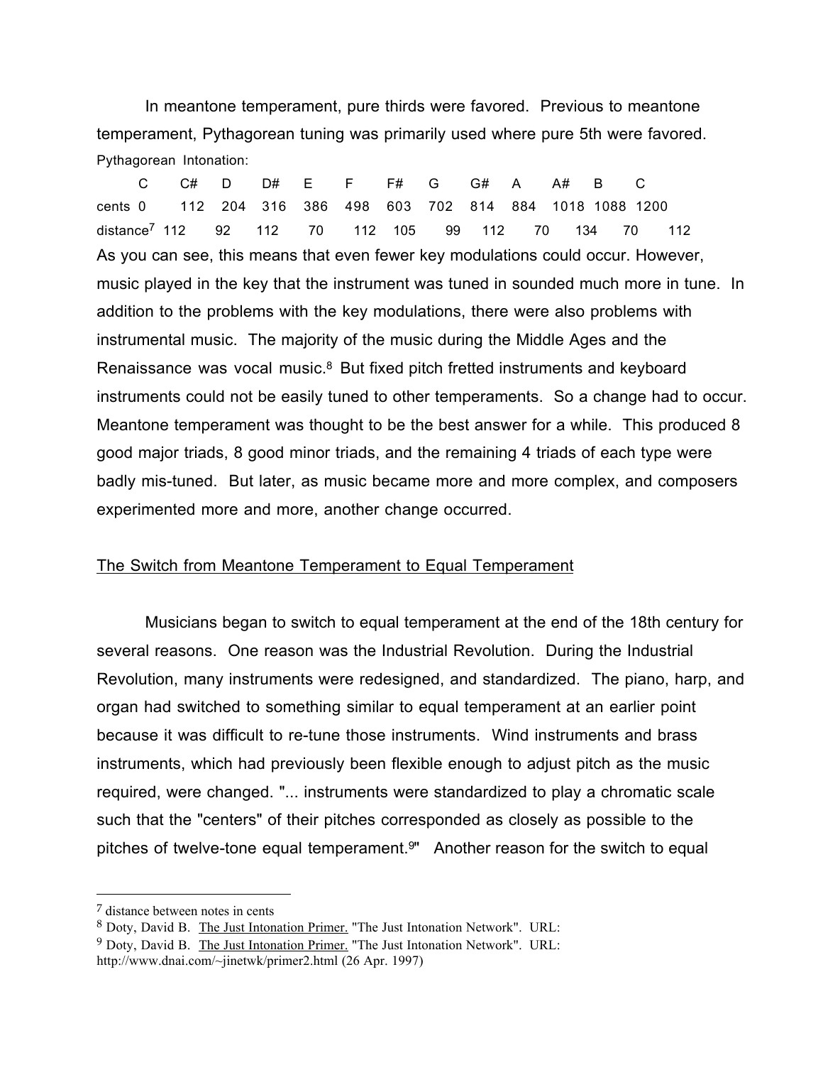In meantone temperament, pure thirds were favored. Previous to meantone temperament, Pythagorean tuning was primarily used where pure 5th were favored.

Pythagorean Intonation:

| | C | C# | D | D# | E | F | F# | G | G# | A | A# | B | C |
|---|---|---|---|---|---|---|---|---|---|---|---|---|---|
| cents | 0 | 112 | 204 | 316 | 386 | 498 | 603 | 702 | 814 | 884 | 1018 | 1088 | 1200 |
| distance[7] | 112 | 92 | 112 | 70 | 112 | 105 | 99 | 112 | 70 | 134 | 70 | 112 | |

As you can see, this means that even fewer key modulations could occur. However, music played in the key that the instrument was tuned in sounded much more in tune. In addition to the problems with the key modulations, there were also problems with instrumental music. The majority of the music during the Middle Ages and the Renaissance was vocal music.[8] But fixed pitch fretted instruments and keyboard instruments could not be easily tuned to other temperaments. So a change had to occur. Meantone temperament was thought to be the best answer for a while. This produced 8 good major triads, 8 good minor triads, and the remaining 4 triads of each type were badly mis-tuned. But later, as music became more and more complex, and composers experimented more and more, another change occurred.

## The Switch from Meantone Temperament to Equal Temperament

Musicians began to switch to equal temperament at the end of the 18th century for several reasons. One reason was the Industrial Revolution. During the Industrial Revolution, many instruments were redesigned, and standardized. The piano, harp, and organ had switched to something similar to equal temperament at an earlier point because it was difficult to re-tune those instruments. Wind instruments and brass instruments, which had previously been flexible enough to adjust pitch as the music required, were changed. "... instruments were standardized to play a chromatic scale such that the "centers" of their pitches corresponded as closely as possible to the pitches of twelve-tone equal temperament.[9]" Another reason for the switch to equal

---

[7] distance between notes in cents

[8] Doty, David B. The Just Intonation Primer. "The Just Intonation Network". URL:

[9] Doty, David B. The Just Intonation Primer. "The Just Intonation Network". URL: http://www.dnai.com/~jinetwk/primer2.html (26 Apr. 1997)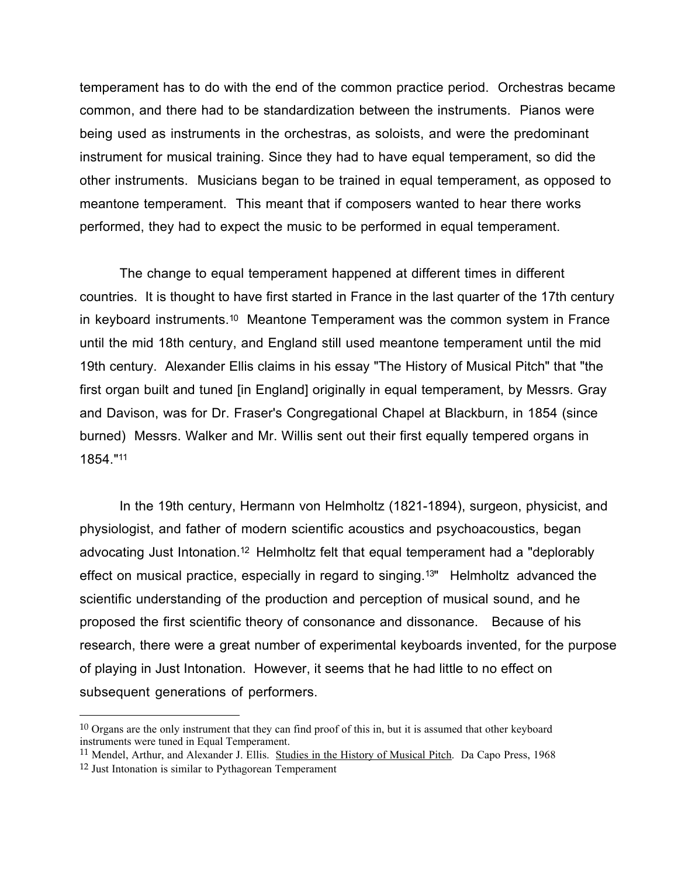temperament has to do with the end of the common practice period. Orchestras became common, and there had to be standardization between the instruments. Pianos were being used as instruments in the orchestras, as soloists, and were the predominant instrument for musical training. Since they had to have equal temperament, so did the other instruments. Musicians began to be trained in equal temperament, as opposed to meantone temperament. This meant that if composers wanted to hear there works performed, they had to expect the music to be performed in equal temperament.

The change to equal temperament happened at different times in different countries. It is thought to have first started in France in the last quarter of the 17th century in keyboard instruments.[10] Meantone Temperament was the common system in France until the mid 18th century, and England still used meantone temperament until the mid 19th century. Alexander Ellis claims in his essay "The History of Musical Pitch" that "the first organ built and tuned [in England] originally in equal temperament, by Messrs. Gray and Davison, was for Dr. Fraser's Congregational Chapel at Blackburn, in 1854 (since burned) Messrs. Walker and Mr. Willis sent out their first equally tempered organs in 1854."[11]

In the 19th century, Hermann von Helmholtz (1821-1894), surgeon, physicist, and physiologist, and father of modern scientific acoustics and psychoacoustics, began advocating Just Intonation.[12] Helmholtz felt that equal temperament had a "deplorably effect on musical practice, especially in regard to singing.[13]" Helmholtz advanced the scientific understanding of the production and perception of musical sound, and he proposed the first scientific theory of consonance and dissonance. Because of his research, there were a great number of experimental keyboards invented, for the purpose of playing in Just Intonation. However, it seems that he had little to no effect on subsequent generations of performers.

---

[10] Organs are the only instrument that they can find proof of this in, but it is assumed that other keyboard instruments were tuned in Equal Temperament.

[11] Mendel, Arthur, and Alexander J. Ellis. Studies in the History of Musical Pitch. Da Capo Press, 1968

[12] Just Intonation is similar to Pythagorean Temperament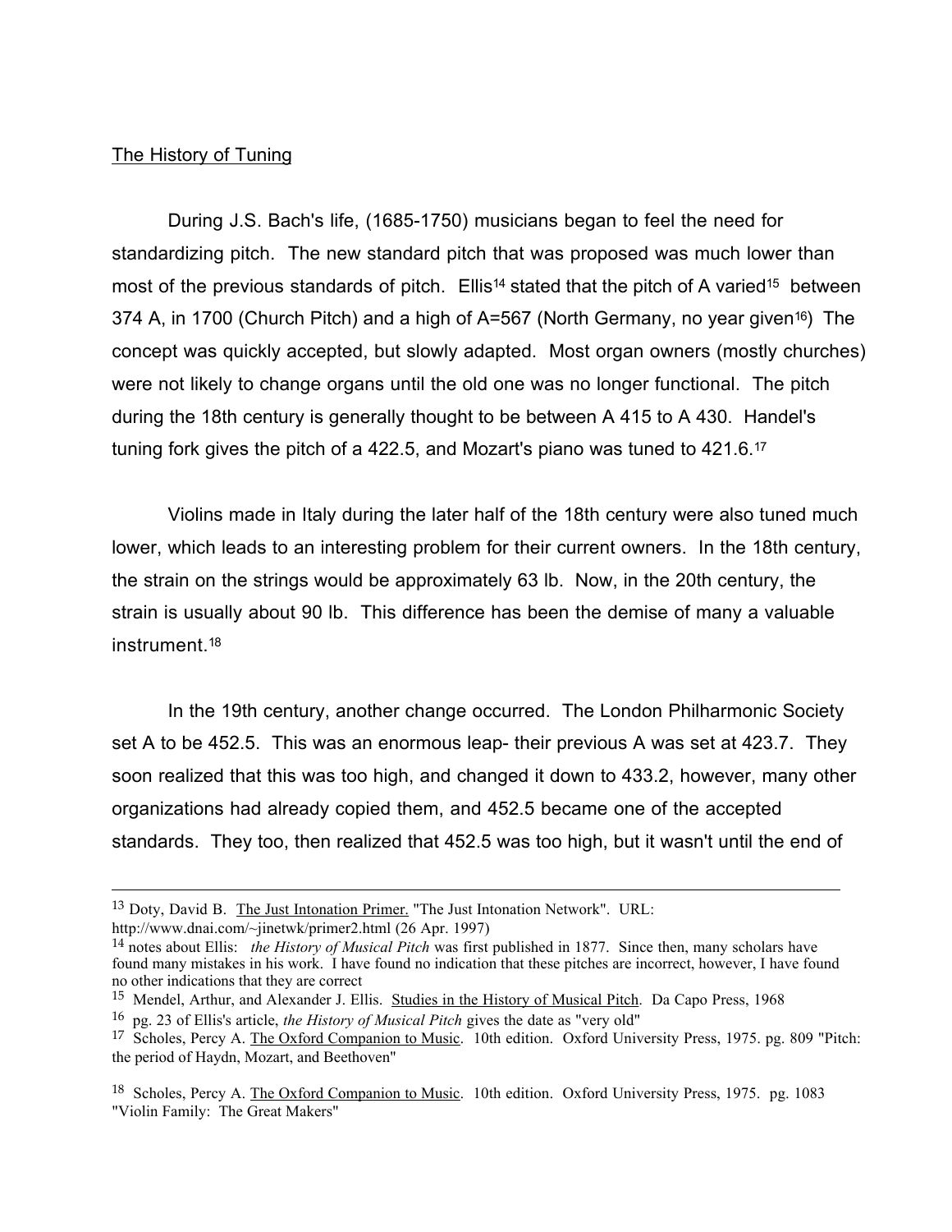The History of Tuning

During J.S. Bach's life, (1685-1750) musicians began to feel the need for standardizing pitch. The new standard pitch that was proposed was much lower than most of the previous standards of pitch. Ellis[14] stated that the pitch of A varied[15] between 374 A, in 1700 (Church Pitch) and a high of A=567 (North Germany, no year given[16]) The concept was quickly accepted, but slowly adapted. Most organ owners (mostly churches) were not likely to change organs until the old one was no longer functional. The pitch during the 18th century is generally thought to be between A 415 to A 430. Handel's tuning fork gives the pitch of a 422.5, and Mozart's piano was tuned to 421.6.[17]

Violins made in Italy during the later half of the 18th century were also tuned much lower, which leads to an interesting problem for their current owners. In the 18th century, the strain on the strings would be approximately 63 lb. Now, in the 20th century, the strain is usually about 90 lb. This difference has been the demise of many a valuable instrument.[18]

In the 19th century, another change occurred. The London Philharmonic Society set A to be 452.5. This was an enormous leap- their previous A was set at 423.7. They soon realized that this was too high, and changed it down to 433.2, however, many other organizations had already copied them, and 452.5 became one of the accepted standards. They too, then realized that 452.5 was too high, but it wasn't until the end of

---

[13] Doty, David B. The Just Intonation Primer. "The Just Intonation Network". URL: http://www.dnai.com/~jinetwk/primer2.html (26 Apr. 1997)

[14] notes about Ellis: *the History of Musical Pitch* was first published in 1877. Since then, many scholars have found many mistakes in his work. I have found no indication that these pitches are incorrect, however, I have found no other indications that they are correct

[15] Mendel, Arthur, and Alexander J. Ellis. Studies in the History of Musical Pitch. Da Capo Press, 1968

[16] pg. 23 of Ellis's article, *the History of Musical Pitch* gives the date as "very old"

[17] Scholes, Percy A. The Oxford Companion to Music. 10th edition. Oxford University Press, 1975. pg. 809 "Pitch: the period of Haydn, Mozart, and Beethoven"

[18] Scholes, Percy A. The Oxford Companion to Music. 10th edition. Oxford University Press, 1975. pg. 1083 "Violin Family: The Great Makers"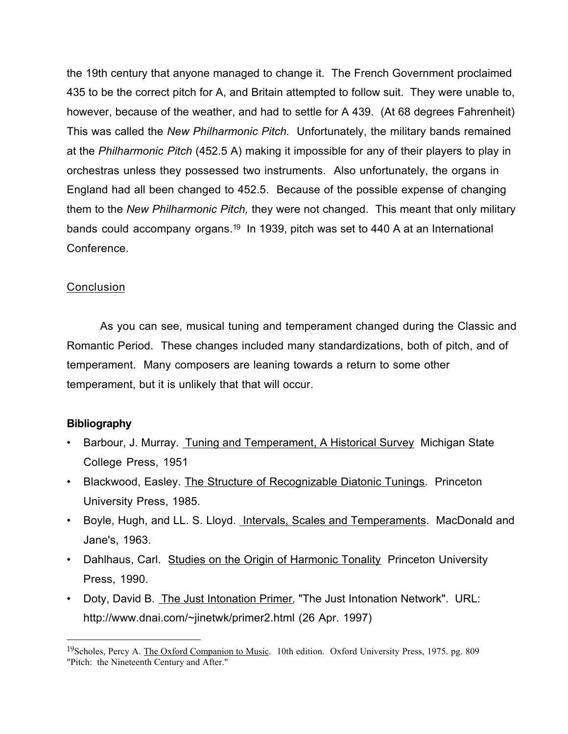the 19th century that anyone managed to change it. The French Government proclaimed 435 to be the correct pitch for A, and Britain attempted to follow suit. They were unable to, however, because of the weather, and had to settle for A 439. (At 68 degrees Fahrenheit) This was called the *New Philharmonic Pitch.* Unfortunately, the military bands remained at the *Philharmonic Pitch* (452.5 A) making it impossible for any of their players to play in orchestras unless they possessed two instruments. Also unfortunately, the organs in England had all been changed to 452.5. Because of the possible expense of changing them to the *New Philharmonic Pitch,* they were not changed. This meant that only military bands could accompany organs.[19] In 1939, pitch was set to 440 A at an International Conference.

## Conclusion

As you can see, musical tuning and temperament changed during the Classic and Romantic Period. These changes included many standardizations, both of pitch, and of temperament. Many composers are leaning towards a return to some other temperament, but it is unlikely that that will occur.

### Bibliography

- Barbour, J. Murray. Tuning and Temperament, A Historical Survey Michigan State College Press, 1951
- Blackwood, Easley. The Structure of Recognizable Diatonic Tunings. Princeton University Press, 1985.
- Boyle, Hugh, and LL. S. Lloyd. Intervals, Scales and Temperaments. MacDonald and Jane's, 1963.
- Dahlhaus, Carl. Studies on the Origin of Harmonic Tonality Princeton University Press, 1990.
- Doty, David B. The Just Intonation Primer. "The Just Intonation Network". URL: http://www.dnai.com/~jinetwk/primer2.html (26 Apr. 1997)

---

[19] Scholes, Percy A. The Oxford Companion to Music. 10th edition. Oxford University Press, 1975. pg. 809 "Pitch: the Nineteenth Century and After."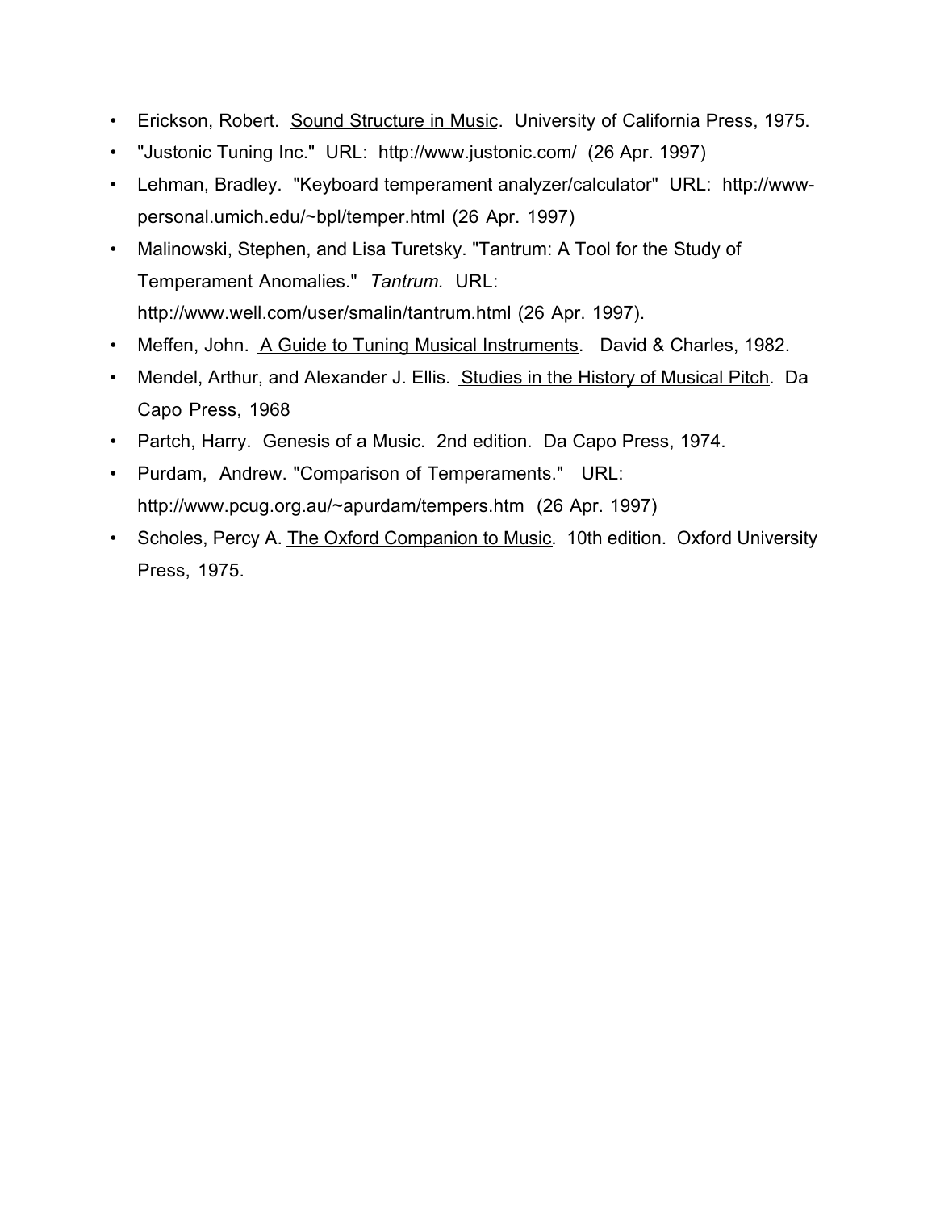- Erickson, Robert. <u>Sound Structure in Music</u>. University of California Press, 1975.
- "Justonic Tuning Inc." URL: http://www.justonic.com/ (26 Apr. 1997)
- Lehman, Bradley. "Keyboard temperament analyzer/calculator" URL: http://www-personal.umich.edu/~bpl/temper.html (26 Apr. 1997)
- Malinowski, Stephen, and Lisa Turetsky. "Tantrum: A Tool for the Study of Temperament Anomalies." *Tantrum.* URL: http://www.well.com/user/smalin/tantrum.html (26 Apr. 1997).
- Meffen, John. <u>A Guide to Tuning Musical Instruments</u>. David & Charles, 1982.
- Mendel, Arthur, and Alexander J. Ellis. <u>Studies in the History of Musical Pitch</u>. Da Capo Press, 1968
- Partch, Harry. <u>Genesis of a Music</u>. 2nd edition. Da Capo Press, 1974.
- Purdam, Andrew. "Comparison of Temperaments." URL: http://www.pcug.org.au/~apurdam/tempers.htm (26 Apr. 1997)
- Scholes, Percy A. <u>The Oxford Companion to Music</u>. 10th edition. Oxford University Press, 1975.